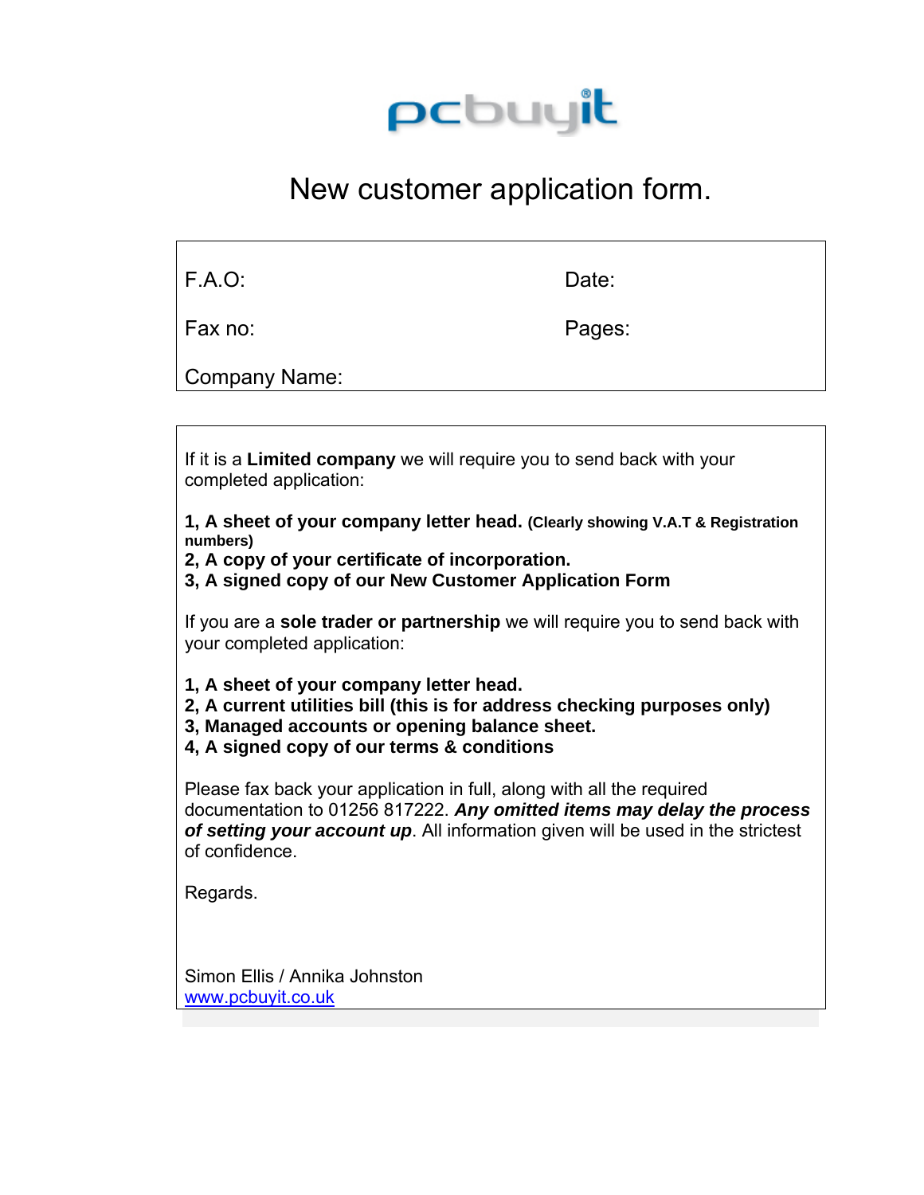pcbuyit®

# New customer application form.

F.A.O: 

Date: 

Fax no: 

Pages: 

Company Name: 

If it is a **Limited company** we will require you to send back with your completed application:

**1, A sheet of your company letter head. (Clearly showing V.A.T & Registration numbers)**
**2, A copy of your certificate of incorporation.**
**3, A signed copy of our New Customer Application Form**

If you are a **sole trader or partnership** we will require you to send back with your completed application:

**1, A sheet of your company letter head.**
**2, A current utilities bill (this is for address checking purposes only)**
**3, Managed accounts or opening balance sheet.**
**4, A signed copy of our terms & conditions**

Please fax back your application in full, along with all the required documentation to 01256 817222. ***Any omitted items may delay the process of setting your account up***. All information given will be used in the strictest of confidence.

Regards.

Simon Ellis / Annika Johnston
[www.pcbuyit.co.uk](http://www.pcbuyit.co.uk)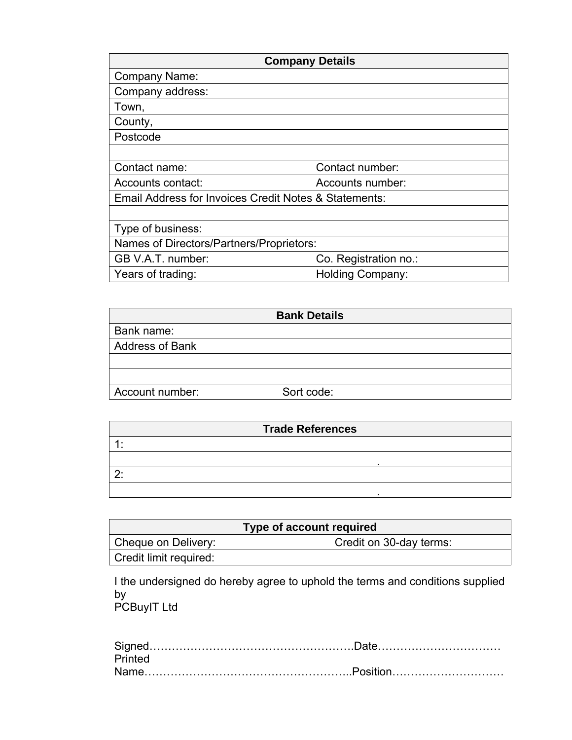| Company Details | |
|---|---|
| Company Name: | |
| Company address: | |
| Town, | |
| County, | |
| Postcode | |
| | |
| Contact name: | Contact number: |
| Accounts contact: | Accounts number: |
| Email Address for Invoices Credit Notes & Statements: | |
| | |
| Type of business: | |
| Names of Directors/Partners/Proprietors: | |
| GB V.A.T. number: | Co. Registration no.: |
| Years of trading: | Holding Company: |

| Bank Details | |
|---|---|
| Bank name: | |
| Address of Bank | |
| | |
| | |
| Account number: | Sort code: |

| Trade References |
|---|
| 1: |
| . |
| 2: |
| . |

| Type of account required | |
|---|---|
| Cheque on Delivery: | Credit on 30-day terms: |
| Credit limit required: | |

I the undersigned do hereby agree to uphold the terms and conditions supplied by
PCBuyIT Ltd

Signed……………………………………………….Date……………………………
Printed Name………………………………………………..Position…………………………